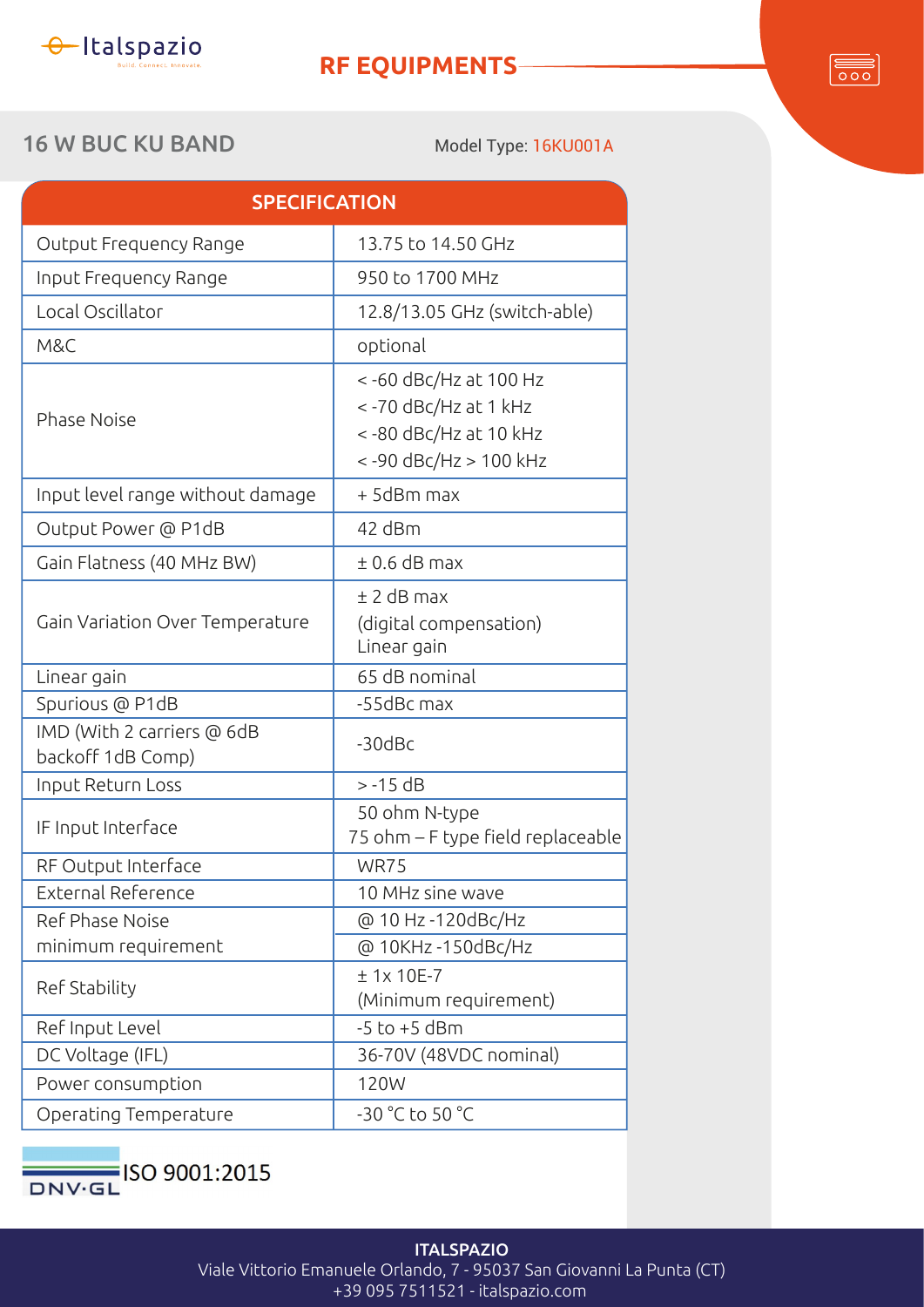Italspazio
Build. Connect. Innovate.

## RF EQUIPMENTS

# 16 W BUC KU BAND

Model Type: 16KU001A

| SPECIFICATION | |
|---|---|
| Output Frequency Range | 13.75 to 14.50 GHz |
| Input Frequency Range | 950 to 1700 MHz |
| Local Oscillator | 12.8/13.05 GHz (switch-able) |
| M&C | optional |
| Phase Noise | < -60 dBc/Hz at 100 Hz<br>< -70 dBc/Hz at 1 kHz<br>< -80 dBc/Hz at 10 kHz<br>< -90 dBc/Hz > 100 kHz |
| Input level range without damage | + 5dBm max |
| Output Power @ P1dB | 42 dBm |
| Gain Flatness (40 MHz BW) | ± 0.6 dB max |
| Gain Variation Over Temperature | ± 2 dB max<br>(digital compensation)<br>Linear gain |
| Linear gain | 65 dB nominal |
| Spurious @ P1dB | -55dBc max |
| IMD (With 2 carriers @ 6dB backoff 1dB Comp) | -30dBc |
| Input Return Loss | > -15 dB |
| IF Input Interface | 50 ohm N-type<br>75 ohm – F type field replaceable |
| RF Output Interface | WR75 |
| External Reference | 10 MHz sine wave |
| Ref Phase Noise minimum requirement | @ 10 Hz -120dBc/Hz<br>@ 10KHz -150dBc/Hz |
| Ref Stability | ± 1x 10E-7<br>(Minimum requirement) |
| Ref Input Level | -5 to +5 dBm |
| DC Voltage (IFL) | 36-70V (48VDC nominal) |
| Power consumption | 120W |
| Operating Temperature | -30 °C to 50 °C |

DNV·GL ISO 9001:2015

**ITALSPAZIO**
Viale Vittorio Emanuele Orlando, 7 - 95037 San Giovanni La Punta (CT)
+39 095 7511521 - italspazio.com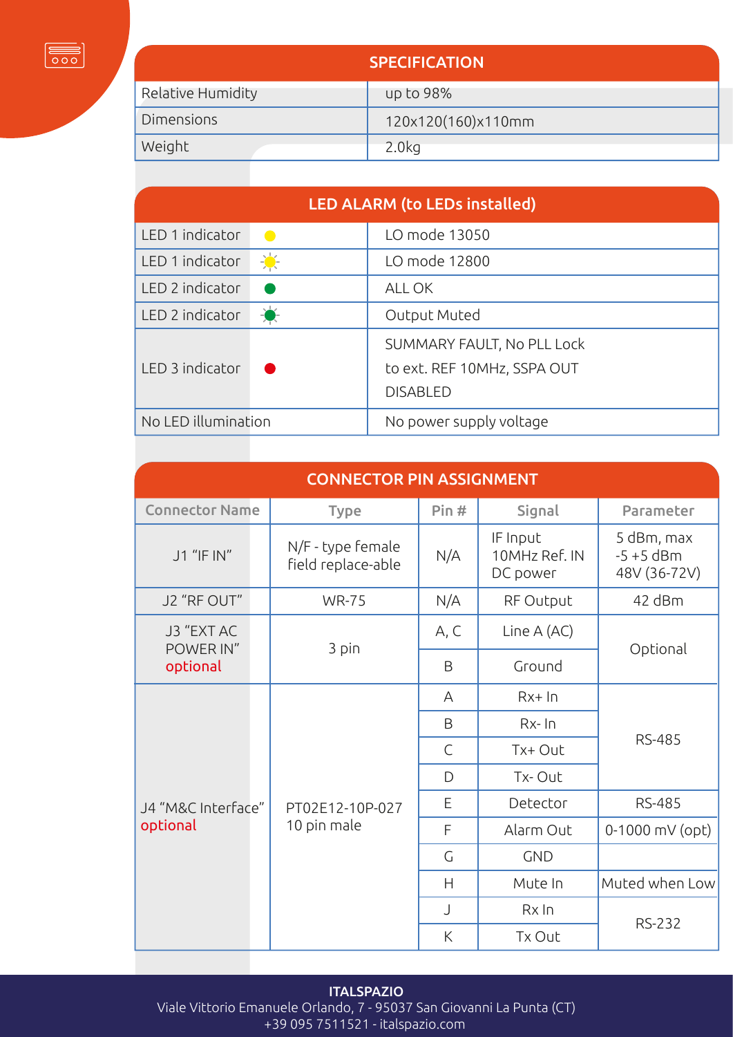## SPECIFICATION

| | |
|---|---|
| Relative Humidity | up to 98% |
| Dimensions | 120x120(160)x110mm |
| Weight | 2.0kg |

## LED ALARM (to LEDs installed)

| | |
|---|---|
| LED 1 indicator (yellow) | LO mode 13050 |
| LED 1 indicator (yellow, blinking) | LO mode 12800 |
| LED 2 indicator (green) | ALL OK |
| LED 2 indicator (green, blinking) | Output Muted |
| LED 3 indicator (red) | SUMMARY FAULT, No PLL Lock to ext. REF 10MHz, SSPA OUT DISABLED |
| No LED illumination | No power supply voltage |

## CONNECTOR PIN ASSIGNMENT

| Connector Name | Type | Pin # | Signal | Parameter |
|---|---|---|---|---|
| J1 "IF IN" | N/F - type female field replace-able | N/A | IF Input<br>10MHz Ref. IN<br>DC power | 5 dBm, max<br>-5 +5 dBm<br>48V (36-72V) |
| J2 "RF OUT" | WR-75 | N/A | RF Output | 42 dBm |
| J3 "EXT AC POWER IN" optional | 3 pin | A, C | Line A (AC) | Optional |
| | | B | Ground | |
| J4 "M&C Interface" optional | PT02E12-10P-027 10 pin male | A | Rx+ In | RS-485 |
| | | B | Rx- In | |
| | | C | Tx+ Out | |
| | | D | Tx- Out | |
| | | E | Detector | RS-485 |
| | | F | Alarm Out | 0-1000 mV (opt) |
| | | G | GND | |
| | | H | Mute In | Muted when Low |
| | | J | Rx In | RS-232 |
| | | K | Tx Out | |

**ITALSPAZIO**
Viale Vittorio Emanuele Orlando, 7 - 95037 San Giovanni La Punta (CT)
+39 095 7511521 - italspazio.com